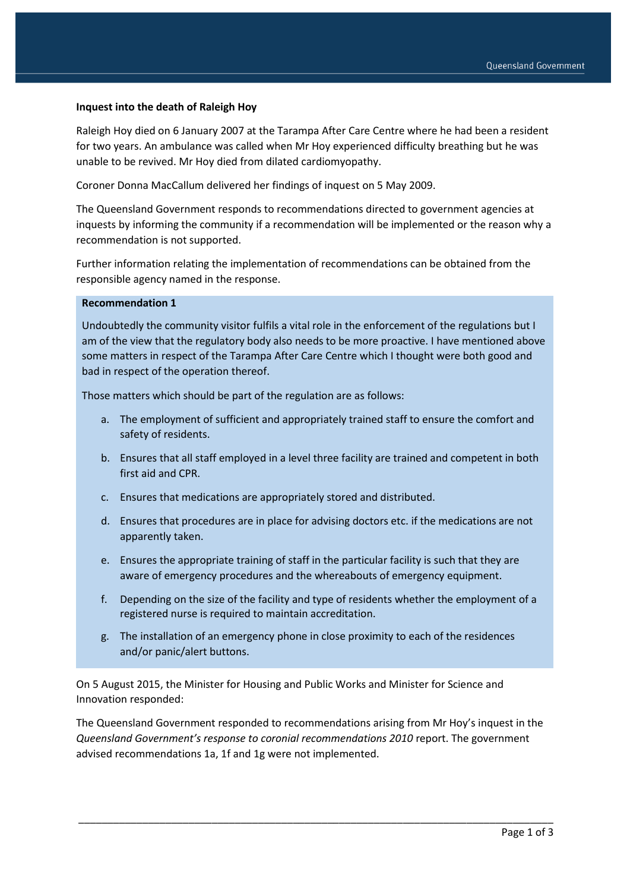**Inquest into the death of Raleigh Hoy**

Raleigh Hoy died on 6 January 2007 at the Tarampa After Care Centre where he had been a resident for two years. An ambulance was called when Mr Hoy experienced difficulty breathing but he was unable to be revived. Mr Hoy died from dilated cardiomyopathy.

Coroner Donna MacCallum delivered her findings of inquest on 5 May 2009.

The Queensland Government responds to recommendations directed to government agencies at inquests by informing the community if a recommendation will be implemented or the reason why a recommendation is not supported.

Further information relating the implementation of recommendations can be obtained from the responsible agency named in the response.

**Recommendation 1**

Undoubtedly the community visitor fulfils a vital role in the enforcement of the regulations but I am of the view that the regulatory body also needs to be more proactive. I have mentioned above some matters in respect of the Tarampa After Care Centre which I thought were both good and bad in respect of the operation thereof.

Those matters which should be part of the regulation are as follows:

a. The employment of sufficient and appropriately trained staff to ensure the comfort and safety of residents.

b. Ensures that all staff employed in a level three facility are trained and competent in both first aid and CPR.

c. Ensures that medications are appropriately stored and distributed.

d. Ensures that procedures are in place for advising doctors etc. if the medications are not apparently taken.

e. Ensures the appropriate training of staff in the particular facility is such that they are aware of emergency procedures and the whereabouts of emergency equipment.

f. Depending on the size of the facility and type of residents whether the employment of a registered nurse is required to maintain accreditation.

g. The installation of an emergency phone in close proximity to each of the residences and/or panic/alert buttons.

On 5 August 2015, the Minister for Housing and Public Works and Minister for Science and Innovation responded:

The Queensland Government responded to recommendations arising from Mr Hoy's inquest in the *Queensland Government's response to coronial recommendations 2010* report. The government advised recommendations 1a, 1f and 1g were not implemented.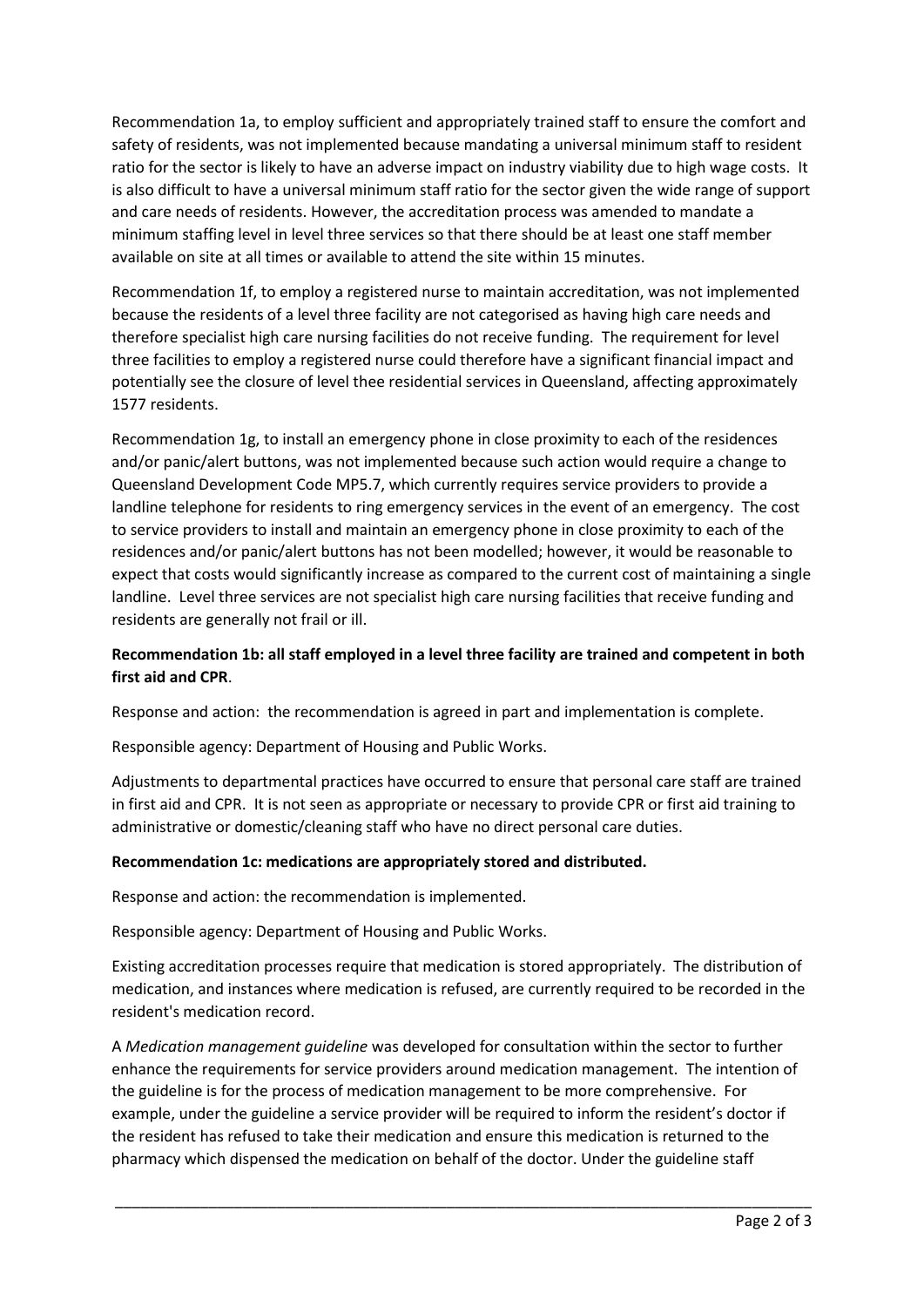Recommendation 1a, to employ sufficient and appropriately trained staff to ensure the comfort and safety of residents, was not implemented because mandating a universal minimum staff to resident ratio for the sector is likely to have an adverse impact on industry viability due to high wage costs. It is also difficult to have a universal minimum staff ratio for the sector given the wide range of support and care needs of residents. However, the accreditation process was amended to mandate a minimum staffing level in level three services so that there should be at least one staff member available on site at all times or available to attend the site within 15 minutes.

Recommendation 1f, to employ a registered nurse to maintain accreditation, was not implemented because the residents of a level three facility are not categorised as having high care needs and therefore specialist high care nursing facilities do not receive funding. The requirement for level three facilities to employ a registered nurse could therefore have a significant financial impact and potentially see the closure of level thee residential services in Queensland, affecting approximately 1577 residents.

Recommendation 1g, to install an emergency phone in close proximity to each of the residences and/or panic/alert buttons, was not implemented because such action would require a change to Queensland Development Code MP5.7, which currently requires service providers to provide a landline telephone for residents to ring emergency services in the event of an emergency. The cost to service providers to install and maintain an emergency phone in close proximity to each of the residences and/or panic/alert buttons has not been modelled; however, it would be reasonable to expect that costs would significantly increase as compared to the current cost of maintaining a single landline. Level three services are not specialist high care nursing facilities that receive funding and residents are generally not frail or ill.

**Recommendation 1b: all staff employed in a level three facility are trained and competent in both first aid and CPR**.

Response and action: the recommendation is agreed in part and implementation is complete.

Responsible agency: Department of Housing and Public Works.

Adjustments to departmental practices have occurred to ensure that personal care staff are trained in first aid and CPR. It is not seen as appropriate or necessary to provide CPR or first aid training to administrative or domestic/cleaning staff who have no direct personal care duties.

**Recommendation 1c: medications are appropriately stored and distributed.**

Response and action: the recommendation is implemented.

Responsible agency: Department of Housing and Public Works.

Existing accreditation processes require that medication is stored appropriately. The distribution of medication, and instances where medication is refused, are currently required to be recorded in the resident's medication record.

A *Medication management guideline* was developed for consultation within the sector to further enhance the requirements for service providers around medication management. The intention of the guideline is for the process of medication management to be more comprehensive. For example, under the guideline a service provider will be required to inform the resident's doctor if the resident has refused to take their medication and ensure this medication is returned to the pharmacy which dispensed the medication on behalf of the doctor. Under the guideline staff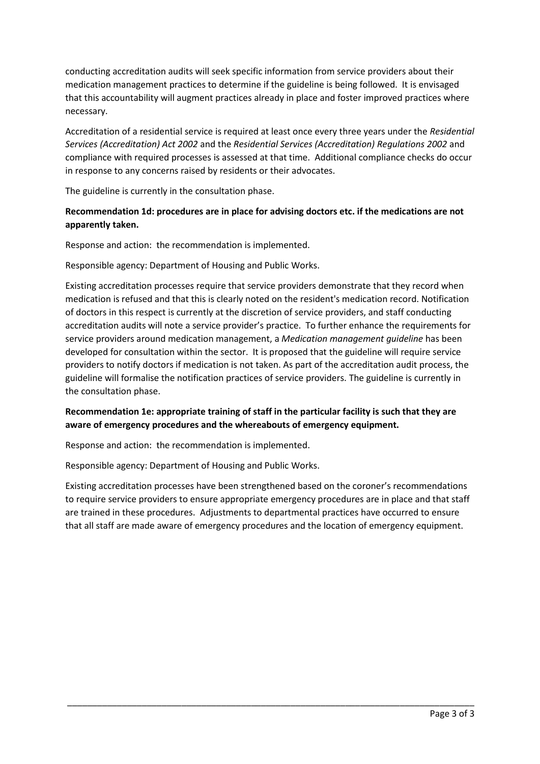conducting accreditation audits will seek specific information from service providers about their medication management practices to determine if the guideline is being followed. It is envisaged that this accountability will augment practices already in place and foster improved practices where necessary.

Accreditation of a residential service is required at least once every three years under the *Residential Services (Accreditation) Act 2002* and the *Residential Services (Accreditation) Regulations 2002* and compliance with required processes is assessed at that time. Additional compliance checks do occur in response to any concerns raised by residents or their advocates.

The guideline is currently in the consultation phase.

**Recommendation 1d: procedures are in place for advising doctors etc. if the medications are not apparently taken.**

Response and action: the recommendation is implemented.

Responsible agency: Department of Housing and Public Works.

Existing accreditation processes require that service providers demonstrate that they record when medication is refused and that this is clearly noted on the resident's medication record. Notification of doctors in this respect is currently at the discretion of service providers, and staff conducting accreditation audits will note a service provider's practice. To further enhance the requirements for service providers around medication management, a *Medication management guideline* has been developed for consultation within the sector. It is proposed that the guideline will require service providers to notify doctors if medication is not taken. As part of the accreditation audit process, the guideline will formalise the notification practices of service providers. The guideline is currently in the consultation phase.

**Recommendation 1e: appropriate training of staff in the particular facility is such that they are aware of emergency procedures and the whereabouts of emergency equipment.**

Response and action: the recommendation is implemented.

Responsible agency: Department of Housing and Public Works.

Existing accreditation processes have been strengthened based on the coroner's recommendations to require service providers to ensure appropriate emergency procedures are in place and that staff are trained in these procedures. Adjustments to departmental practices have occurred to ensure that all staff are made aware of emergency procedures and the location of emergency equipment.